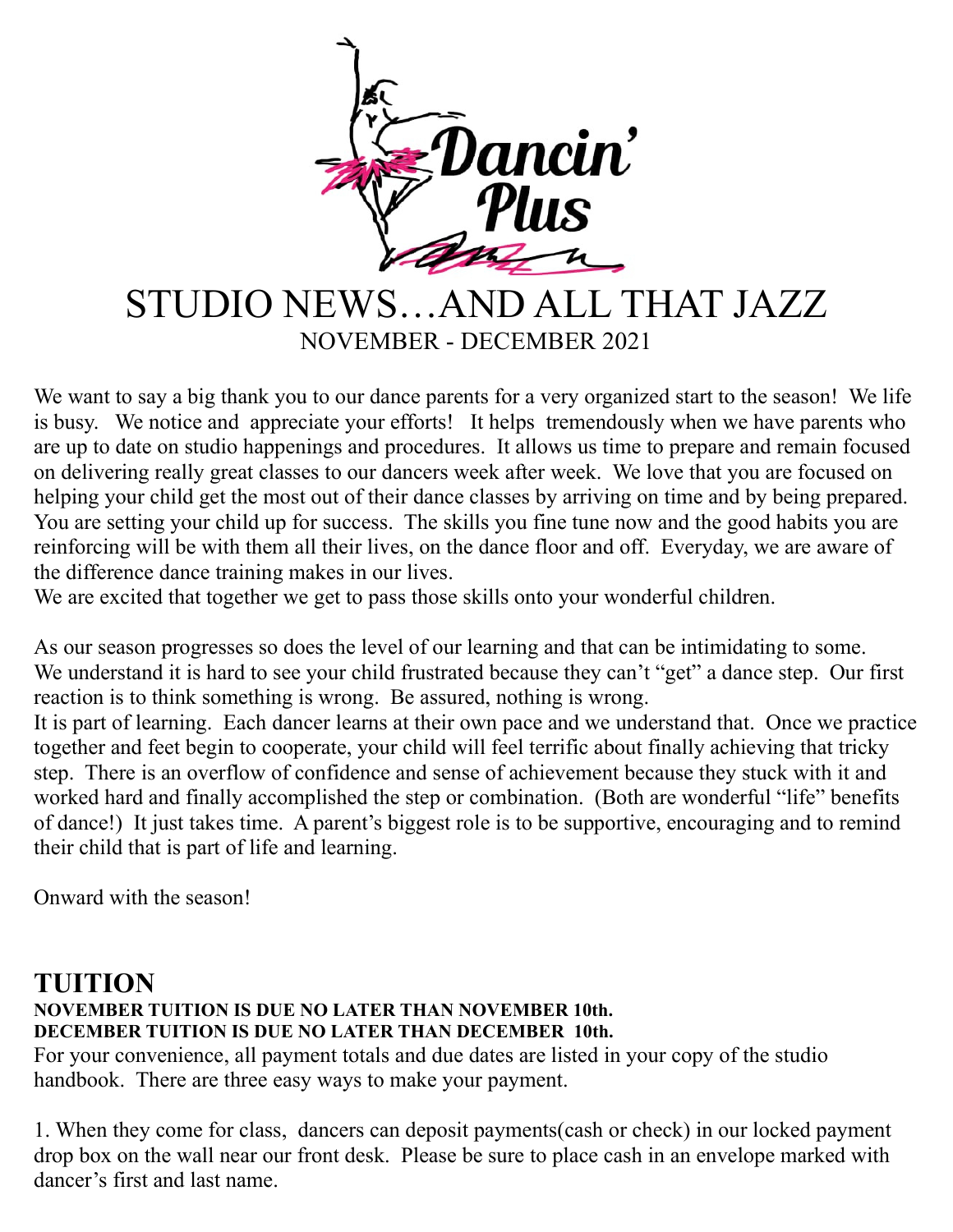Dancin' Plus

# STUDIO NEWS…AND ALL THAT JAZZ

NOVEMBER - DECEMBER 2021

We want to say a big thank you to our dance parents for a very organized start to the season! We life is busy. We notice and appreciate your efforts! It helps tremendously when we have parents who are up to date on studio happenings and procedures. It allows us time to prepare and remain focused on delivering really great classes to our dancers week after week. We love that you are focused on helping your child get the most out of their dance classes by arriving on time and by being prepared. You are setting your child up for success. The skills you fine tune now and the good habits you are reinforcing will be with them all their lives, on the dance floor and off. Everyday, we are aware of the difference dance training makes in our lives.
We are excited that together we get to pass those skills onto your wonderful children.

As our season progresses so does the level of our learning and that can be intimidating to some. We understand it is hard to see your child frustrated because they can't "get" a dance step. Our first reaction is to think something is wrong. Be assured, nothing is wrong.
It is part of learning. Each dancer learns at their own pace and we understand that. Once we practice together and feet begin to cooperate, your child will feel terrific about finally achieving that tricky step. There is an overflow of confidence and sense of achievement because they stuck with it and worked hard and finally accomplished the step or combination. (Both are wonderful "life" benefits of dance!) It just takes time. A parent's biggest role is to be supportive, encouraging and to remind their child that is part of life and learning.

Onward with the season!

## TUITION

**NOVEMBER TUITION IS DUE NO LATER THAN NOVEMBER 10th.**
**DECEMBER TUITION IS DUE NO LATER THAN DECEMBER 10th.**

For your convenience, all payment totals and due dates are listed in your copy of the studio handbook. There are three easy ways to make your payment.

1. When they come for class, dancers can deposit payments(cash or check) in our locked payment drop box on the wall near our front desk. Please be sure to place cash in an envelope marked with dancer's first and last name.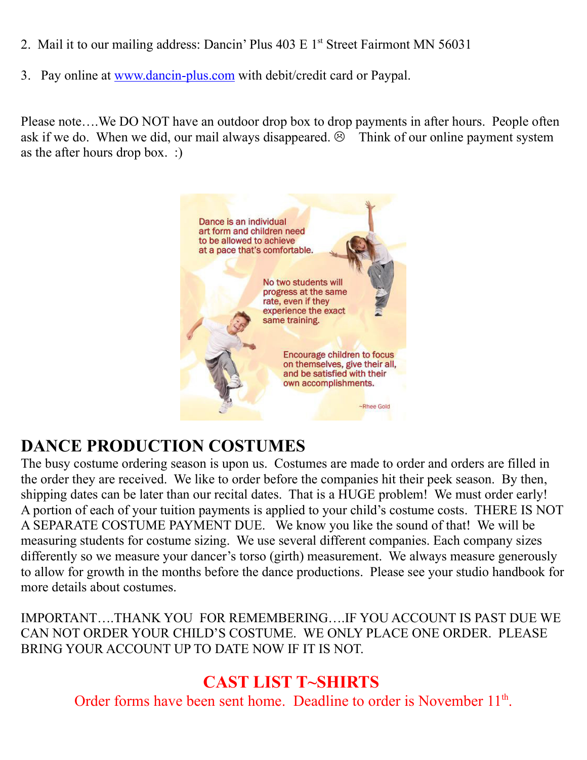2. Mail it to our mailing address: Dancin' Plus 403 E 1st Street Fairmont MN 56031

3. Pay online at www.dancin-plus.com with debit/credit card or Paypal.

Please note….We DO NOT have an outdoor drop box to drop payments in after hours. People often ask if we do. When we did, our mail always disappeared. ☹ Think of our online payment system as the after hours drop box. :)

Dance is an individual art form and children need to be allowed to achieve at a pace that's comfortable.

No two students will progress at the same rate, even if they experience the exact same training.

Encourage children to focus on themselves, give their all, and be satisfied with their own accomplishments.

~Rhee Gold

## DANCE PRODUCTION COSTUMES

The busy costume ordering season is upon us. Costumes are made to order and orders are filled in the order they are received. We like to order before the companies hit their peek season. By then, shipping dates can be later than our recital dates. That is a HUGE problem! We must order early! A portion of each of your tuition payments is applied to your child's costume costs. THERE IS NOT A SEPARATE COSTUME PAYMENT DUE. We know you like the sound of that! We will be measuring students for costume sizing. We use several different companies. Each company sizes differently so we measure your dancer's torso (girth) measurement. We always measure generously to allow for growth in the months before the dance productions. Please see your studio handbook for more details about costumes.

IMPORTANT….THANK YOU FOR REMEMBERING….IF YOU ACCOUNT IS PAST DUE WE CAN NOT ORDER YOUR CHILD'S COSTUME. WE ONLY PLACE ONE ORDER. PLEASE BRING YOUR ACCOUNT UP TO DATE NOW IF IT IS NOT.

## CAST LIST T~SHIRTS

Order forms have been sent home. Deadline to order is November 11th.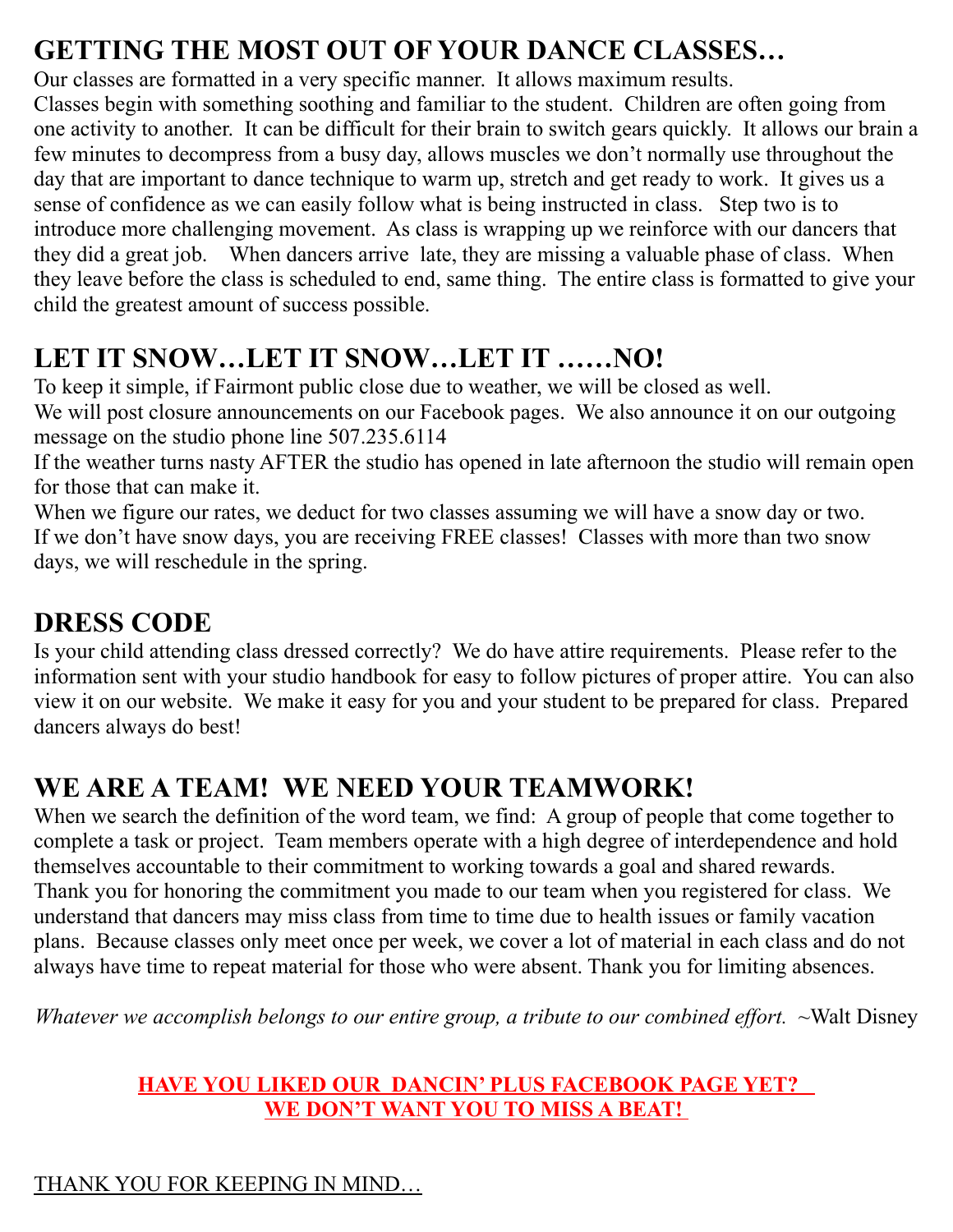## GETTING THE MOST OUT OF YOUR DANCE CLASSES…

Our classes are formatted in a very specific manner. It allows maximum results. Classes begin with something soothing and familiar to the student. Children are often going from one activity to another. It can be difficult for their brain to switch gears quickly. It allows our brain a few minutes to decompress from a busy day, allows muscles we don't normally use throughout the day that are important to dance technique to warm up, stretch and get ready to work. It gives us a sense of confidence as we can easily follow what is being instructed in class. Step two is to introduce more challenging movement. As class is wrapping up we reinforce with our dancers that they did a great job. When dancers arrive late, they are missing a valuable phase of class. When they leave before the class is scheduled to end, same thing. The entire class is formatted to give your child the greatest amount of success possible.

## LET IT SNOW…LET IT SNOW…LET IT ……NO!

To keep it simple, if Fairmont public close due to weather, we will be closed as well.
We will post closure announcements on our Facebook pages. We also announce it on our outgoing message on the studio phone line 507.235.6114
If the weather turns nasty AFTER the studio has opened in late afternoon the studio will remain open for those that can make it.
When we figure our rates, we deduct for two classes assuming we will have a snow day or two. If we don't have snow days, you are receiving FREE classes! Classes with more than two snow days, we will reschedule in the spring.

## DRESS CODE

Is your child attending class dressed correctly? We do have attire requirements. Please refer to the information sent with your studio handbook for easy to follow pictures of proper attire. You can also view it on our website. We make it easy for you and your student to be prepared for class. Prepared dancers always do best!

## WE ARE A TEAM! WE NEED YOUR TEAMWORK!

When we search the definition of the word team, we find: A group of people that come together to complete a task or project. Team members operate with a high degree of interdependence and hold themselves accountable to their commitment to working towards a goal and shared rewards. Thank you for honoring the commitment you made to our team when you registered for class. We understand that dancers may miss class from time to time due to health issues or family vacation plans. Because classes only meet once per week, we cover a lot of material in each class and do not always have time to repeat material for those who were absent. Thank you for limiting absences.

*Whatever we accomplish belongs to our entire group, a tribute to our combined effort.* ~Walt Disney

**HAVE YOU LIKED OUR DANCIN' PLUS FACEBOOK PAGE YET?**
**WE DON'T WANT YOU TO MISS A BEAT!**

THANK YOU FOR KEEPING IN MIND…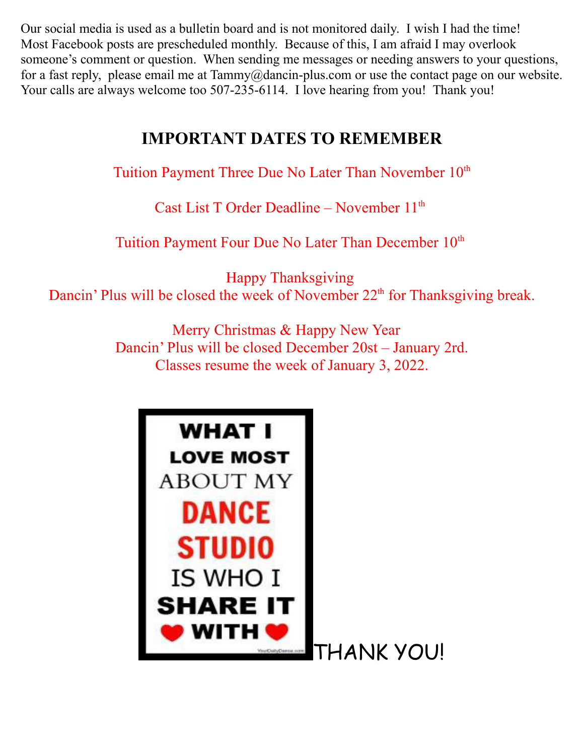Our social media is used as a bulletin board and is not monitored daily. I wish I had the time! Most Facebook posts are prescheduled monthly. Because of this, I am afraid I may overlook someone's comment or question. When sending me messages or needing answers to your questions, for a fast reply, please email me at Tammy@dancin-plus.com or use the contact page on our website. Your calls are always welcome too 507-235-6114. I love hearing from you! Thank you!

## IMPORTANT DATES TO REMEMBER

Tuition Payment Three Due No Later Than November 10th

Cast List T Order Deadline – November 11th

Tuition Payment Four Due No Later Than December 10th

Happy Thanksgiving
Dancin' Plus will be closed the week of November 22nd for Thanksgiving break.

Merry Christmas & Happy New Year
Dancin' Plus will be closed December 20st – January 2rd.
Classes resume the week of January 3, 2022.

WHAT I LOVE MOST ABOUT MY DANCE STUDIO IS WHO I SHARE IT WITH

THANK YOU!